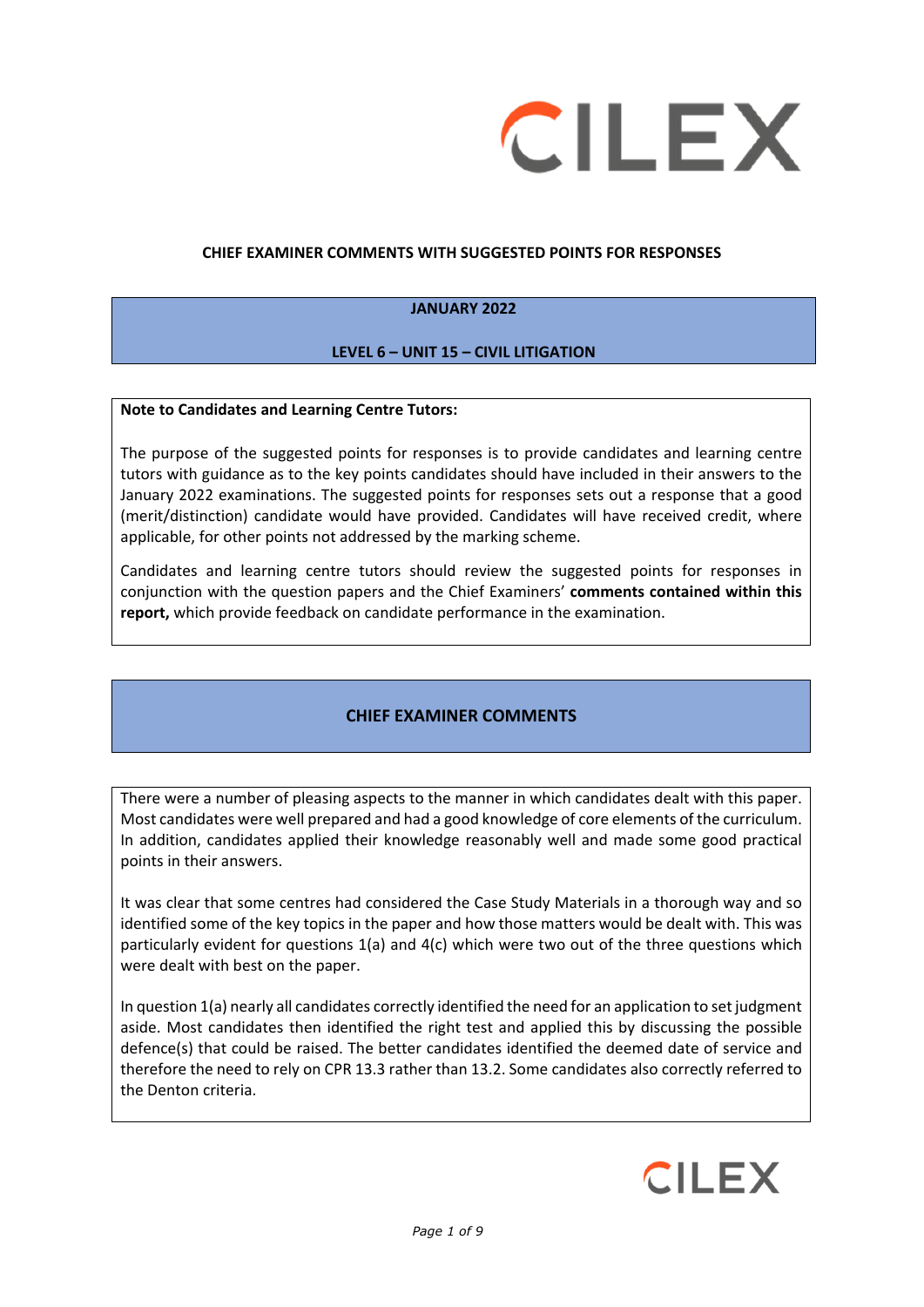# CHIEF EXAMINER COMMENTS WITH SUGGESTED POINTS FOR RESPONSES

## JANUARY 2022

## LEVEL 6 – UNIT 15 – CIVIL LITIGATION

**Note to Candidates and Learning Centre Tutors:**

The purpose of the suggested points for responses is to provide candidates and learning centre tutors with guidance as to the key points candidates should have included in their answers to the January 2022 examinations. The suggested points for responses sets out a response that a good (merit/distinction) candidate would have provided. Candidates will have received credit, where applicable, for other points not addressed by the marking scheme.

Candidates and learning centre tutors should review the suggested points for responses in conjunction with the question papers and the Chief Examiners' **comments contained within this report,** which provide feedback on candidate performance in the examination.

## CHIEF EXAMINER COMMENTS

There were a number of pleasing aspects to the manner in which candidates dealt with this paper. Most candidates were well prepared and had a good knowledge of core elements of the curriculum. In addition, candidates applied their knowledge reasonably well and made some good practical points in their answers.

It was clear that some centres had considered the Case Study Materials in a thorough way and so identified some of the key topics in the paper and how those matters would be dealt with. This was particularly evident for questions 1(a) and 4(c) which were two out of the three questions which were dealt with best on the paper.

In question 1(a) nearly all candidates correctly identified the need for an application to set judgment aside. Most candidates then identified the right test and applied this by discussing the possible defence(s) that could be raised. The better candidates identified the deemed date of service and therefore the need to rely on CPR 13.3 rather than 13.2. Some candidates also correctly referred to the Denton criteria.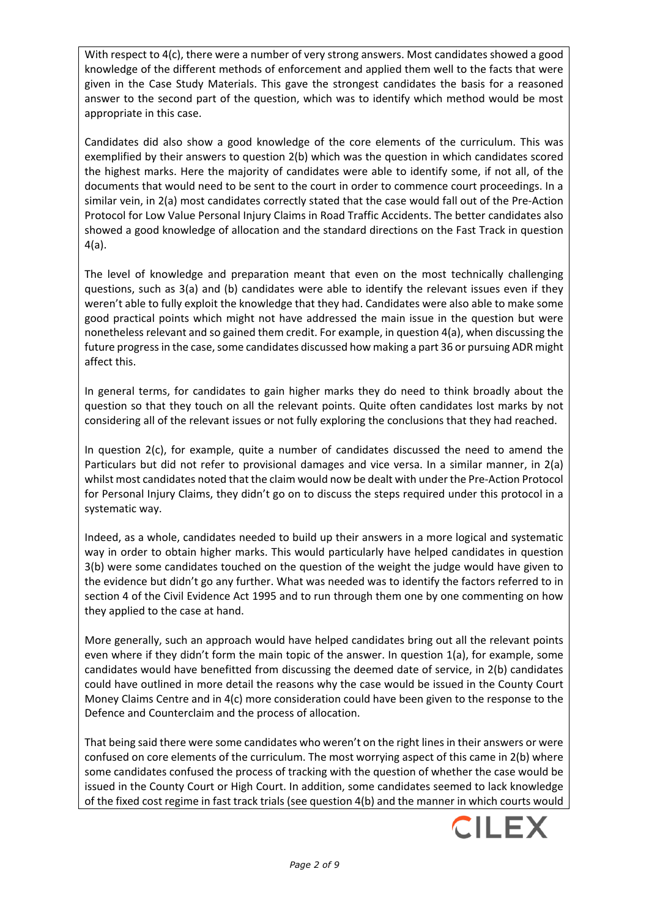With respect to 4(c), there were a number of very strong answers. Most candidates showed a good knowledge of the different methods of enforcement and applied them well to the facts that were given in the Case Study Materials. This gave the strongest candidates the basis for a reasoned answer to the second part of the question, which was to identify which method would be most appropriate in this case.

Candidates did also show a good knowledge of the core elements of the curriculum. This was exemplified by their answers to question 2(b) which was the question in which candidates scored the highest marks. Here the majority of candidates were able to identify some, if not all, of the documents that would need to be sent to the court in order to commence court proceedings. In a similar vein, in 2(a) most candidates correctly stated that the case would fall out of the Pre-Action Protocol for Low Value Personal Injury Claims in Road Traffic Accidents. The better candidates also showed a good knowledge of allocation and the standard directions on the Fast Track in question 4(a).

The level of knowledge and preparation meant that even on the most technically challenging questions, such as 3(a) and (b) candidates were able to identify the relevant issues even if they weren't able to fully exploit the knowledge that they had. Candidates were also able to make some good practical points which might not have addressed the main issue in the question but were nonetheless relevant and so gained them credit. For example, in question 4(a), when discussing the future progress in the case, some candidates discussed how making a part 36 or pursuing ADR might affect this.

In general terms, for candidates to gain higher marks they do need to think broadly about the question so that they touch on all the relevant points. Quite often candidates lost marks by not considering all of the relevant issues or not fully exploring the conclusions that they had reached.

In question 2(c), for example, quite a number of candidates discussed the need to amend the Particulars but did not refer to provisional damages and vice versa. In a similar manner, in 2(a) whilst most candidates noted that the claim would now be dealt with under the Pre-Action Protocol for Personal Injury Claims, they didn't go on to discuss the steps required under this protocol in a systematic way.

Indeed, as a whole, candidates needed to build up their answers in a more logical and systematic way in order to obtain higher marks. This would particularly have helped candidates in question 3(b) were some candidates touched on the question of the weight the judge would have given to the evidence but didn't go any further. What was needed was to identify the factors referred to in section 4 of the Civil Evidence Act 1995 and to run through them one by one commenting on how they applied to the case at hand.

More generally, such an approach would have helped candidates bring out all the relevant points even where if they didn't form the main topic of the answer. In question 1(a), for example, some candidates would have benefitted from discussing the deemed date of service, in 2(b) candidates could have outlined in more detail the reasons why the case would be issued in the County Court Money Claims Centre and in 4(c) more consideration could have been given to the response to the Defence and Counterclaim and the process of allocation.

That being said there were some candidates who weren't on the right lines in their answers or were confused on core elements of the curriculum. The most worrying aspect of this came in 2(b) where some candidates confused the process of tracking with the question of whether the case would be issued in the County Court or High Court. In addition, some candidates seemed to lack knowledge of the fixed cost regime in fast track trials (see question 4(b) and the manner in which courts would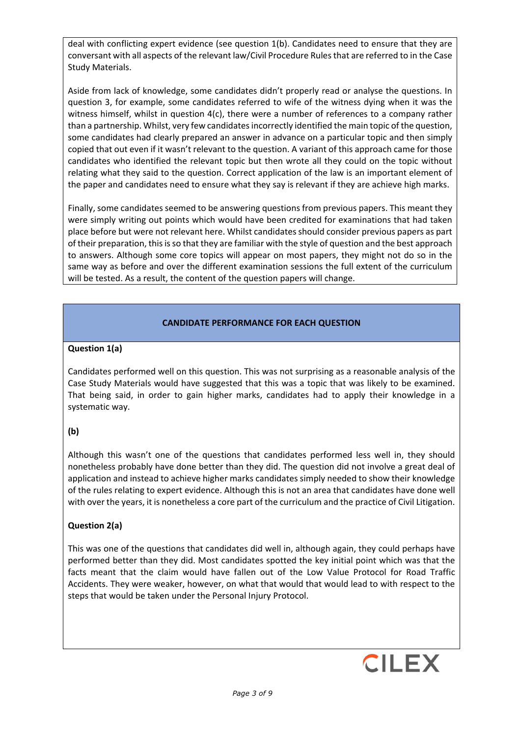deal with conflicting expert evidence (see question 1(b). Candidates need to ensure that they are conversant with all aspects of the relevant law/Civil Procedure Rules that are referred to in the Case Study Materials.

Aside from lack of knowledge, some candidates didn't properly read or analyse the questions. In question 3, for example, some candidates referred to wife of the witness dying when it was the witness himself, whilst in question 4(c), there were a number of references to a company rather than a partnership. Whilst, very few candidates incorrectly identified the main topic of the question, some candidates had clearly prepared an answer in advance on a particular topic and then simply copied that out even if it wasn't relevant to the question. A variant of this approach came for those candidates who identified the relevant topic but then wrote all they could on the topic without relating what they said to the question. Correct application of the law is an important element of the paper and candidates need to ensure what they say is relevant if they are achieve high marks.

Finally, some candidates seemed to be answering questions from previous papers. This meant they were simply writing out points which would have been credited for examinations that had taken place before but were not relevant here. Whilst candidates should consider previous papers as part of their preparation, this is so that they are familiar with the style of question and the best approach to answers. Although some core topics will appear on most papers, they might not do so in the same way as before and over the different examination sessions the full extent of the curriculum will be tested. As a result, the content of the question papers will change.

## CANDIDATE PERFORMANCE FOR EACH QUESTION

**Question 1(a)**

Candidates performed well on this question. This was not surprising as a reasonable analysis of the Case Study Materials would have suggested that this was a topic that was likely to be examined. That being said, in order to gain higher marks, candidates had to apply their knowledge in a systematic way.

**(b)**

Although this wasn't one of the questions that candidates performed less well in, they should nonetheless probably have done better than they did. The question did not involve a great deal of application and instead to achieve higher marks candidates simply needed to show their knowledge of the rules relating to expert evidence. Although this is not an area that candidates have done well with over the years, it is nonetheless a core part of the curriculum and the practice of Civil Litigation.

**Question 2(a)**

This was one of the questions that candidates did well in, although again, they could perhaps have performed better than they did. Most candidates spotted the key initial point which was that the facts meant that the claim would have fallen out of the Low Value Protocol for Road Traffic Accidents. They were weaker, however, on what that would that would lead to with respect to the steps that would be taken under the Personal Injury Protocol.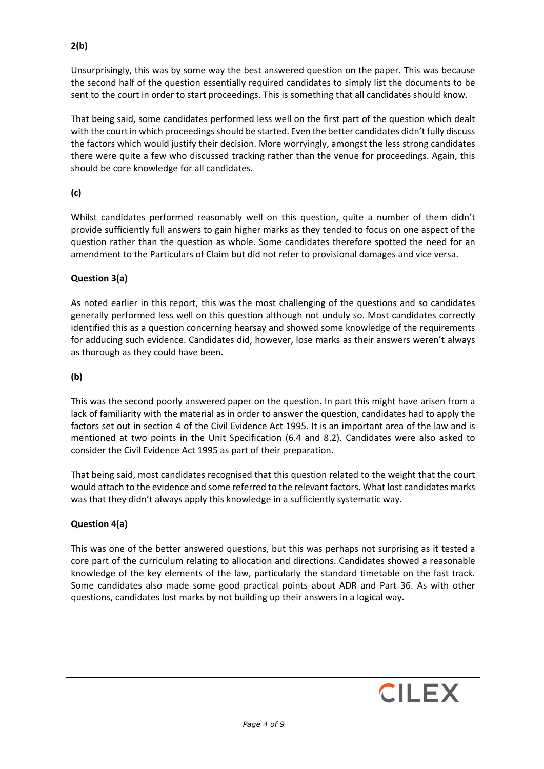**2(b)**

Unsurprisingly, this was by some way the best answered question on the paper. This was because the second half of the question essentially required candidates to simply list the documents to be sent to the court in order to start proceedings. This is something that all candidates should know.

That being said, some candidates performed less well on the first part of the question which dealt with the court in which proceedings should be started. Even the better candidates didn't fully discuss the factors which would justify their decision. More worryingly, amongst the less strong candidates there were quite a few who discussed tracking rather than the venue for proceedings. Again, this should be core knowledge for all candidates.

**(c)**

Whilst candidates performed reasonably well on this question, quite a number of them didn't provide sufficiently full answers to gain higher marks as they tended to focus on one aspect of the question rather than the question as whole. Some candidates therefore spotted the need for an amendment to the Particulars of Claim but did not refer to provisional damages and vice versa.

**Question 3(a)**

As noted earlier in this report, this was the most challenging of the questions and so candidates generally performed less well on this question although not unduly so. Most candidates correctly identified this as a question concerning hearsay and showed some knowledge of the requirements for adducing such evidence. Candidates did, however, lose marks as their answers weren't always as thorough as they could have been.

**(b)**

This was the second poorly answered paper on the question. In part this might have arisen from a lack of familiarity with the material as in order to answer the question, candidates had to apply the factors set out in section 4 of the Civil Evidence Act 1995. It is an important area of the law and is mentioned at two points in the Unit Specification (6.4 and 8.2). Candidates were also asked to consider the Civil Evidence Act 1995 as part of their preparation.

That being said, most candidates recognised that this question related to the weight that the court would attach to the evidence and some referred to the relevant factors. What lost candidates marks was that they didn't always apply this knowledge in a sufficiently systematic way.

**Question 4(a)**

This was one of the better answered questions, but this was perhaps not surprising as it tested a core part of the curriculum relating to allocation and directions. Candidates showed a reasonable knowledge of the key elements of the law, particularly the standard timetable on the fast track. Some candidates also made some good practical points about ADR and Part 36. As with other questions, candidates lost marks by not building up their answers in a logical way.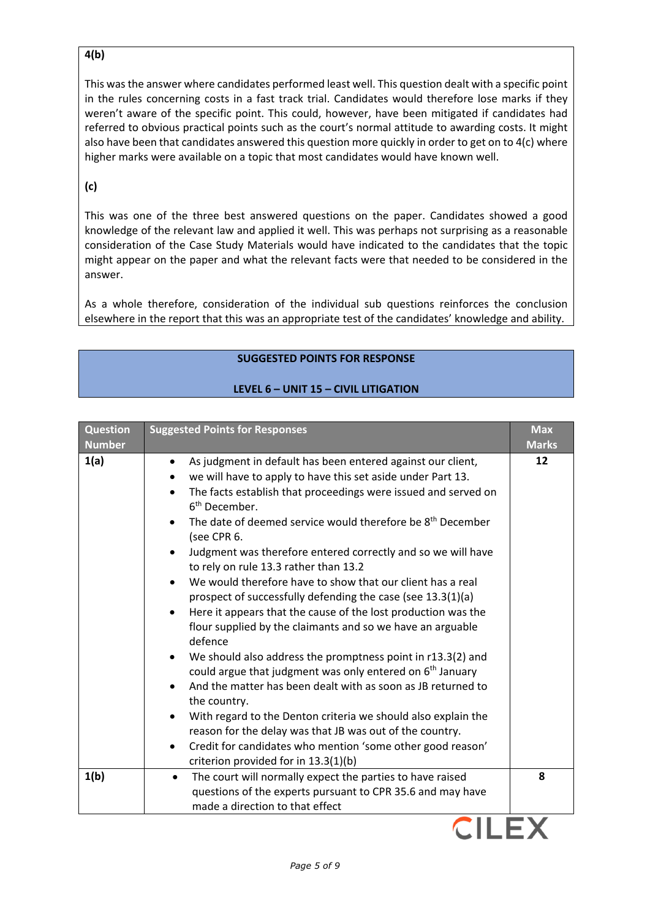**4(b)**

This was the answer where candidates performed least well. This question dealt with a specific point in the rules concerning costs in a fast track trial. Candidates would therefore lose marks if they weren't aware of the specific point. This could, however, have been mitigated if candidates had referred to obvious practical points such as the court's normal attitude to awarding costs. It might also have been that candidates answered this question more quickly in order to get on to 4(c) where higher marks were available on a topic that most candidates would have known well.

**(c)**

This was one of the three best answered questions on the paper. Candidates showed a good knowledge of the relevant law and applied it well. This was perhaps not surprising as a reasonable consideration of the Case Study Materials would have indicated to the candidates that the topic might appear on the paper and what the relevant facts were that needed to be considered in the answer.

As a whole therefore, consideration of the individual sub questions reinforces the conclusion elsewhere in the report that this was an appropriate test of the candidates' knowledge and ability.

**SUGGESTED POINTS FOR RESPONSE**

**LEVEL 6 – UNIT 15 – CIVIL LITIGATION**

| Question Number | Suggested Points for Responses | Max Marks |
|---|---|---|
| 1(a) | • As judgment in default has been entered against our client,<br>• we will have to apply to have this set aside under Part 13.<br>• The facts establish that proceedings were issued and served on 6th December.<br>• The date of deemed service would therefore be 8th December (see CPR 6.<br>• Judgment was therefore entered correctly and so we will have to rely on rule 13.3 rather than 13.2<br>• We would therefore have to show that our client has a real prospect of successfully defending the case (see 13.3(1)(a)<br>• Here it appears that the cause of the lost production was the flour supplied by the claimants and so we have an arguable defence<br>• We should also address the promptness point in r13.3(2) and could argue that judgment was only entered on 6th January<br>• And the matter has been dealt with as soon as JB returned to the country.<br>• With regard to the Denton criteria we should also explain the reason for the delay was that JB was out of the country.<br>• Credit for candidates who mention 'some other good reason' criterion provided for in 13.3(1)(b) | 12 |
| 1(b) | • The court will normally expect the parties to have raised questions of the experts pursuant to CPR 35.6 and may have made a direction to that effect | 8 |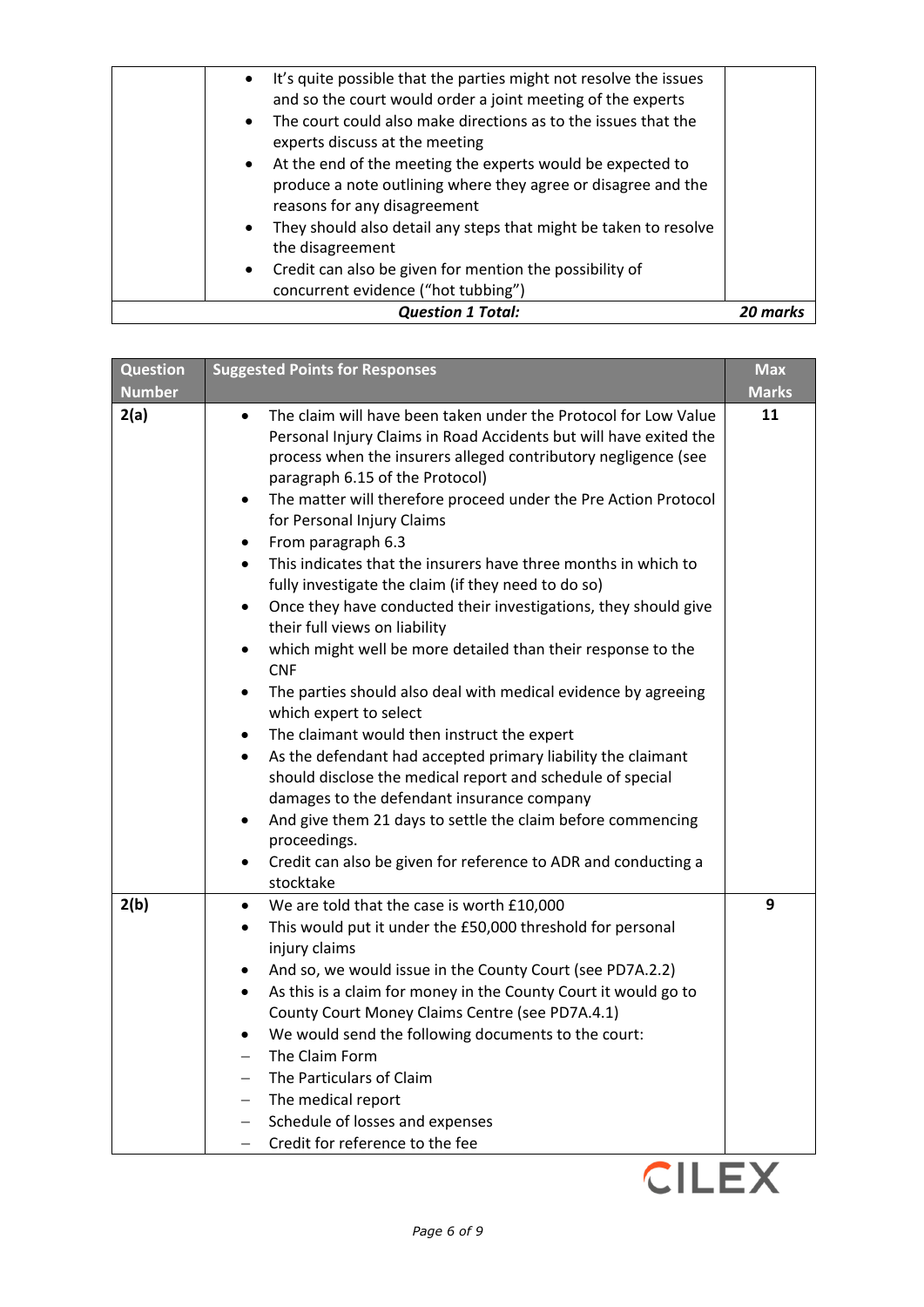| | | |
|---|---|---|
| | • It's quite possible that the parties might not resolve the issues and so the court would order a joint meeting of the experts<br>• The court could also make directions as to the issues that the experts discuss at the meeting<br>• At the end of the meeting the experts would be expected to produce a note outlining where they agree or disagree and the reasons for any disagreement<br>• They should also detail any steps that might be taken to resolve the disagreement<br>• Credit can also be given for mention the possibility of concurrent evidence ("hot tubbing") | |
| | ***Question 1 Total:*** | ***20 marks*** |

| Question Number | Suggested Points for Responses | Max Marks |
|---|---|---|
| **2(a)** | • The claim will have been taken under the Protocol for Low Value Personal Injury Claims in Road Accidents but will have exited the process when the insurers alleged contributory negligence (see paragraph 6.15 of the Protocol)<br>• The matter will therefore proceed under the Pre Action Protocol for Personal Injury Claims<br>• From paragraph 6.3<br>• This indicates that the insurers have three months in which to fully investigate the claim (if they need to do so)<br>• Once they have conducted their investigations, they should give their full views on liability<br>• which might well be more detailed than their response to the CNF<br>• The parties should also deal with medical evidence by agreeing which expert to select<br>• The claimant would then instruct the expert<br>• As the defendant had accepted primary liability the claimant should disclose the medical report and schedule of special damages to the defendant insurance company<br>• And give them 21 days to settle the claim before commencing proceedings.<br>• Credit can also be given for reference to ADR and conducting a stocktake | **11** |
| **2(b)** | • We are told that the case is worth £10,000<br>• This would put it under the £50,000 threshold for personal injury claims<br>• And so, we would issue in the County Court (see PD7A.2.2)<br>• As this is a claim for money in the County Court it would go to County Court Money Claims Centre (see PD7A.4.1)<br>• We would send the following documents to the court:<br>– The Claim Form<br>– The Particulars of Claim<br>– The medical report<br>– Schedule of losses and expenses<br>– Credit for reference to the fee | **9** |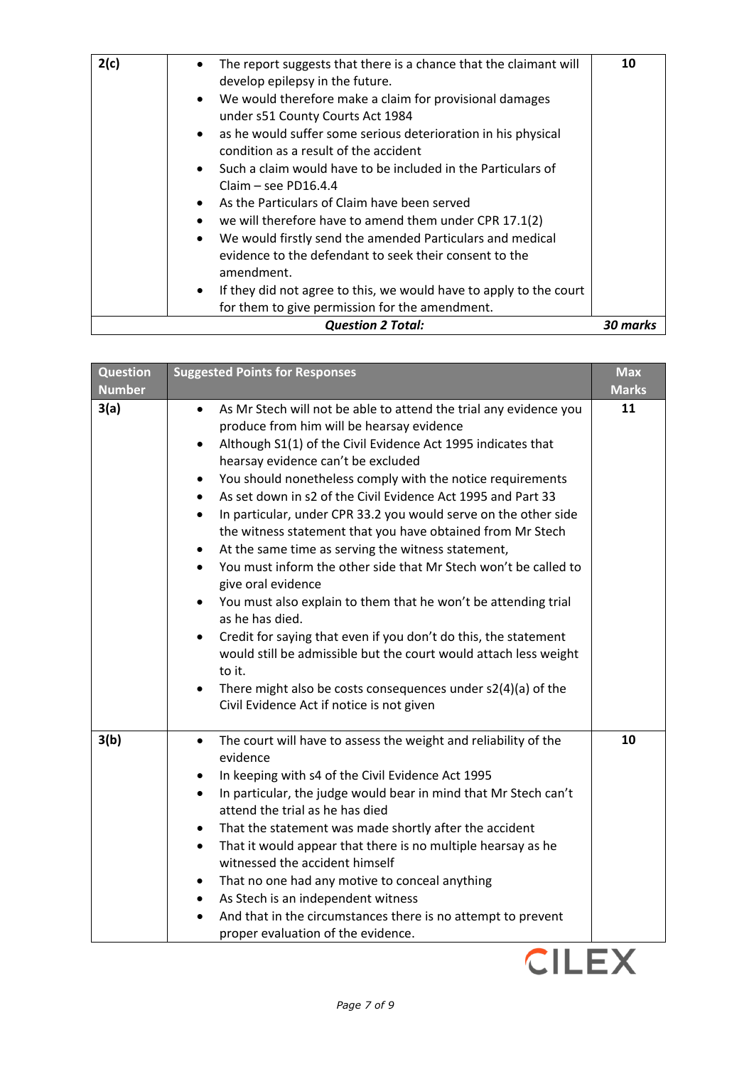| Question Number | Suggested Points for Responses | Max Marks |
|---|---|---|
| 2(c) | • The report suggests that there is a chance that the claimant will develop epilepsy in the future.<br>• We would therefore make a claim for provisional damages under s51 County Courts Act 1984<br>• as he would suffer some serious deterioration in his physical condition as a result of the accident<br>• Such a claim would have to be included in the Particulars of Claim – see PD16.4.4<br>• As the Particulars of Claim have been served<br>• we will therefore have to amend them under CPR 17.1(2)<br>• We would firstly send the amended Particulars and medical evidence to the defendant to seek their consent to the amendment.<br>• If they did not agree to this, we would have to apply to the court for them to give permission for the amendment. | 10 |
| | ***Question 2 Total:*** | ***30 marks*** |

| Question Number | Suggested Points for Responses | Max Marks |
|---|---|---|
| 3(a) | • As Mr Stech will not be able to attend the trial any evidence you produce from him will be hearsay evidence<br>• Although S1(1) of the Civil Evidence Act 1995 indicates that hearsay evidence can't be excluded<br>• You should nonetheless comply with the notice requirements<br>• As set down in s2 of the Civil Evidence Act 1995 and Part 33<br>• In particular, under CPR 33.2 you would serve on the other side the witness statement that you have obtained from Mr Stech<br>• At the same time as serving the witness statement,<br>• You must inform the other side that Mr Stech won't be called to give oral evidence<br>• You must also explain to them that he won't be attending trial as he has died.<br>• Credit for saying that even if you don't do this, the statement would still be admissible but the court would attach less weight to it.<br>• There might also be costs consequences under s2(4)(a) of the Civil Evidence Act if notice is not given | 11 |
| 3(b) | • The court will have to assess the weight and reliability of the evidence<br>• In keeping with s4 of the Civil Evidence Act 1995<br>• In particular, the judge would bear in mind that Mr Stech can't attend the trial as he has died<br>• That the statement was made shortly after the accident<br>• That it would appear that there is no multiple hearsay as he witnessed the accident himself<br>• That no one had any motive to conceal anything<br>• As Stech is an independent witness<br>• And that in the circumstances there is no attempt to prevent proper evaluation of the evidence. | 10 |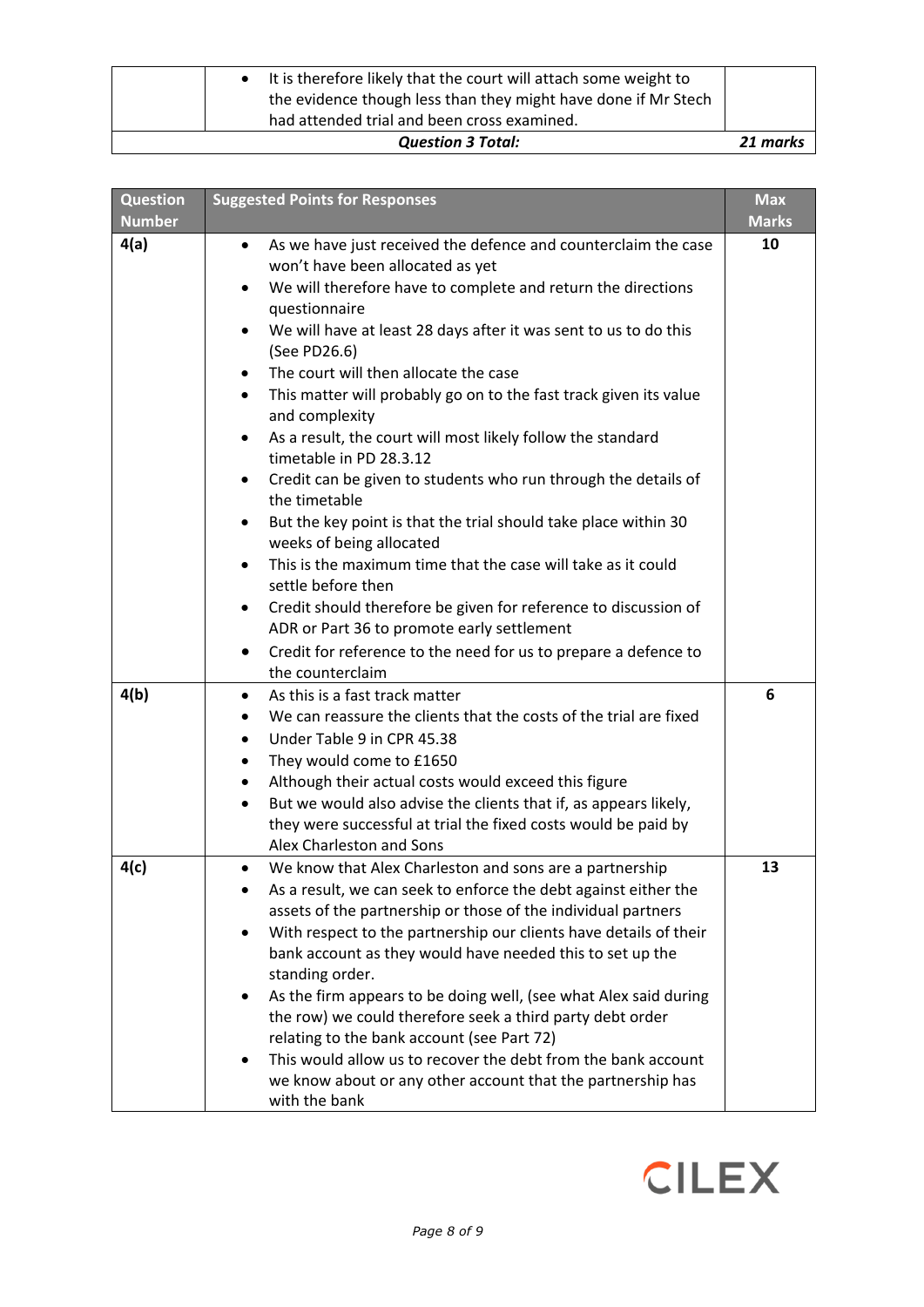| | | |
|---|---|---|
| | • It is therefore likely that the court will attach some weight to the evidence though less than they might have done if Mr Stech had attended trial and been cross examined. | |
| | ***Question 3 Total:*** | ***21 marks*** |

| Question Number | Suggested Points for Responses | Max Marks |
|---|---|---|
| **4(a)** | • As we have just received the defence and counterclaim the case won't have been allocated as yet<br>• We will therefore have to complete and return the directions questionnaire<br>• We will have at least 28 days after it was sent to us to do this (See PD26.6)<br>• The court will then allocate the case<br>• This matter will probably go on to the fast track given its value and complexity<br>• As a result, the court will most likely follow the standard timetable in PD 28.3.12<br>• Credit can be given to students who run through the details of the timetable<br>• But the key point is that the trial should take place within 30 weeks of being allocated<br>• This is the maximum time that the case will take as it could settle before then<br>• Credit should therefore be given for reference to discussion of ADR or Part 36 to promote early settlement<br>• Credit for reference to the need for us to prepare a defence to the counterclaim | **10** |
| **4(b)** | • As this is a fast track matter<br>• We can reassure the clients that the costs of the trial are fixed<br>• Under Table 9 in CPR 45.38<br>• They would come to £1650<br>• Although their actual costs would exceed this figure<br>• But we would also advise the clients that if, as appears likely, they were successful at trial the fixed costs would be paid by Alex Charleston and Sons | **6** |
| **4(c)** | • We know that Alex Charleston and sons are a partnership<br>• As a result, we can seek to enforce the debt against either the assets of the partnership or those of the individual partners<br>• With respect to the partnership our clients have details of their bank account as they would have needed this to set up the standing order.<br>• As the firm appears to be doing well, (see what Alex said during the row) we could therefore seek a third party debt order relating to the bank account (see Part 72)<br>• This would allow us to recover the debt from the bank account we know about or any other account that the partnership has with the bank | **13** |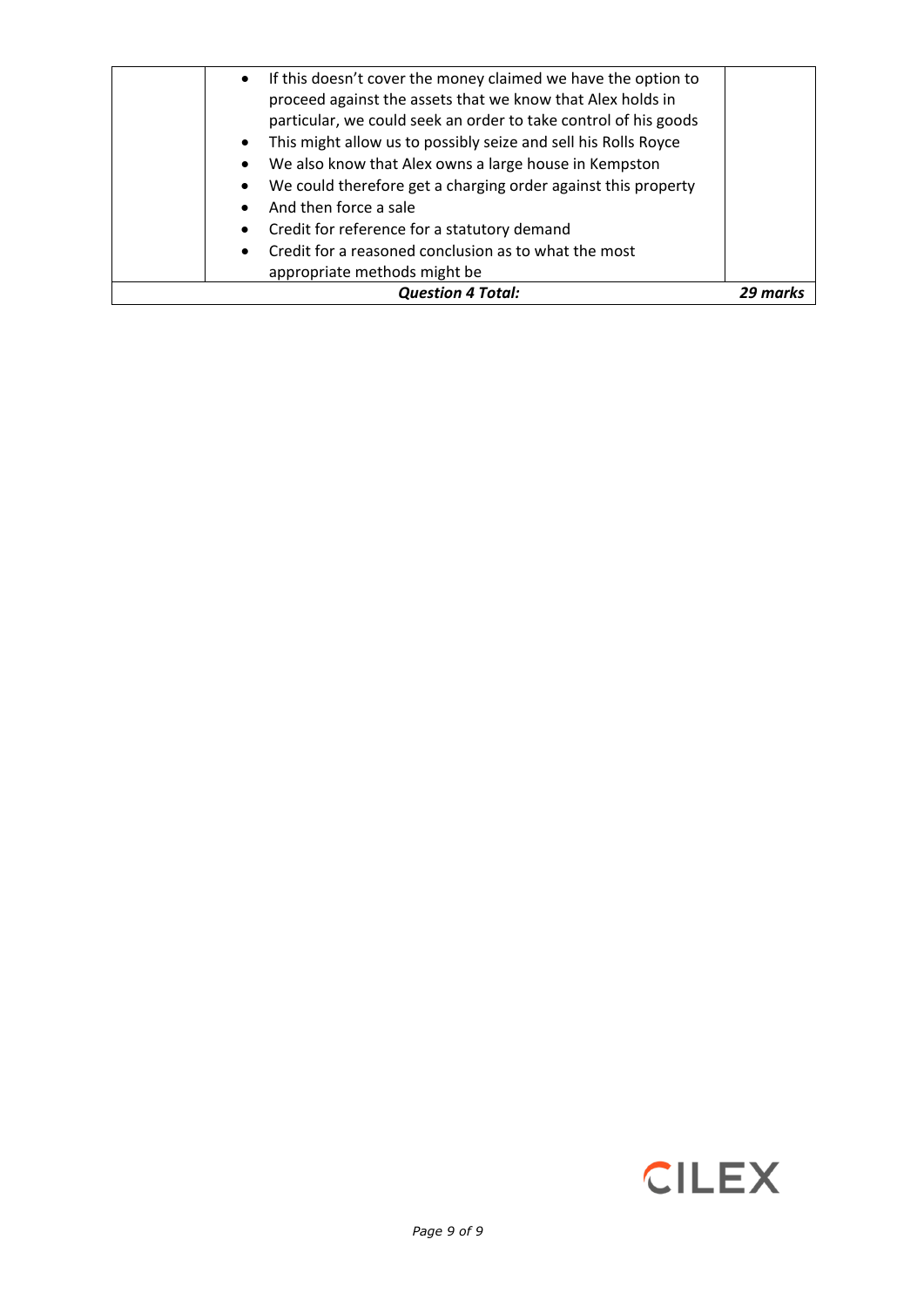| | | |
|---|---|---|
| | • If this doesn't cover the money claimed we have the option to proceed against the assets that we know that Alex holds in particular, we could seek an order to take control of his goods<br>• This might allow us to possibly seize and sell his Rolls Royce<br>• We also know that Alex owns a large house in Kempston<br>• We could therefore get a charging order against this property<br>• And then force a sale<br>• Credit for reference for a statutory demand<br>• Credit for a reasoned conclusion as to what the most appropriate methods might be | |
| | ***Question 4 Total:*** | ***29 marks*** |